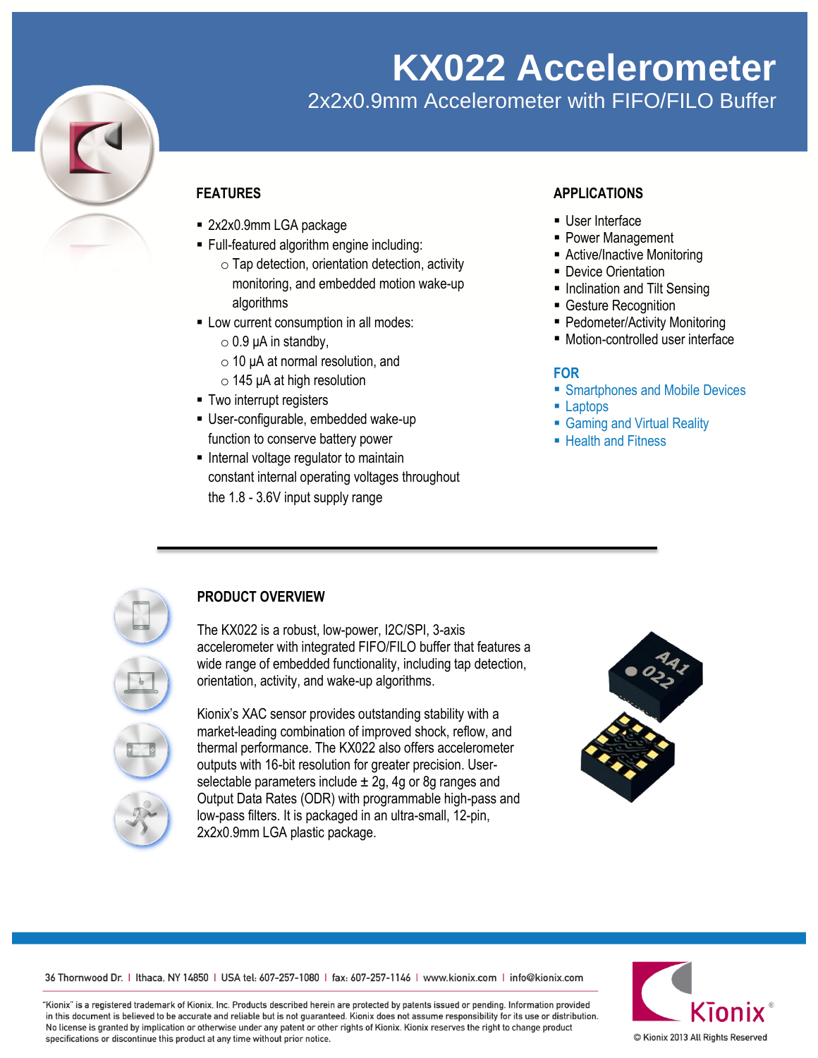# KX022 Accelerometer

## 2x2x0.9mm Accelerometer with FIFO/FILO Buffer

### FEATURES

- 2x2x0.9mm LGA package
- Full-featured algorithm engine including:
  - Tap detection, orientation detection, activity monitoring, and embedded motion wake-up algorithms
- Low current consumption in all modes:
  - 0.9 µA in standby,
  - 10 µA at normal resolution, and
  - 145 µA at high resolution
- Two interrupt registers
- User-configurable, embedded wake-up function to conserve battery power
- Internal voltage regulator to maintain constant internal operating voltages throughout the 1.8 - 3.6V input supply range

### APPLICATIONS

- User Interface
- Power Management
- Active/Inactive Monitoring
- Device Orientation
- Inclination and Tilt Sensing
- Gesture Recognition
- Pedometer/Activity Monitoring
- Motion-controlled user interface

### FOR

- Smartphones and Mobile Devices
- Laptops
- Gaming and Virtual Reality
- Health and Fitness

### PRODUCT OVERVIEW

The KX022 is a robust, low-power, I2C/SPI, 3-axis accelerometer with integrated FIFO/FILO buffer that features a wide range of embedded functionality, including tap detection, orientation, activity, and wake-up algorithms.

Kionix's XAC sensor provides outstanding stability with a market-leading combination of improved shock, reflow, and thermal performance. The KX022 also offers accelerometer outputs with 16-bit resolution for greater precision. User-selectable parameters include ± 2g, 4g or 8g ranges and Output Data Rates (ODR) with programmable high-pass and low-pass filters. It is packaged in an ultra-small, 12-pin, 2x2x0.9mm LGA plastic package.

36 Thornwood Dr. | Ithaca, NY 14850 | USA tel: 607-257-1080 | fax: 607-257-1146 | www.kionix.com | info@kionix.com

"Kionix" is a registered trademark of Kionix, Inc. Products described herein are protected by patents issued or pending. Information provided in this document is believed to be accurate and reliable but is not guaranteed. Kionix does not assume responsibility for its use or distribution. No license is granted by implication or otherwise under any patent or other rights of Kionix. Kionix reserves the right to change product specifications or discontinue this product at any time without prior notice.

© Kionix 2013 All Rights Reserved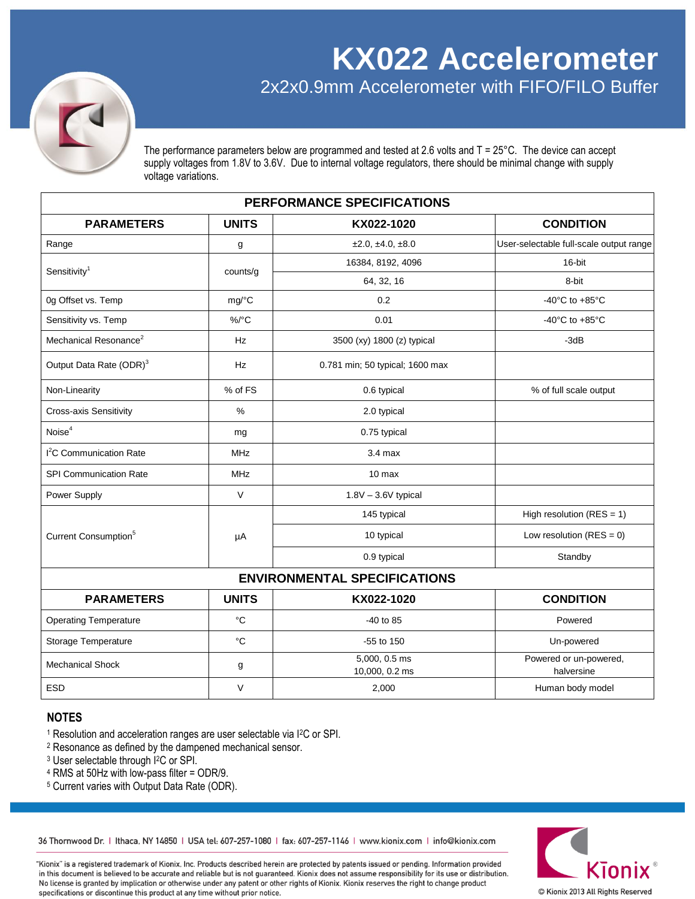# KX022 Accelerometer

## 2x2x0.9mm Accelerometer with FIFO/FILO Buffer

The performance parameters below are programmed and tested at 2.6 volts and T = 25°C. The device can accept supply voltages from 1.8V to 3.6V. Due to internal voltage regulators, there should be minimal change with supply voltage variations.

| PERFORMANCE SPECIFICATIONS | | | |
|---|---|---|---|
| **PARAMETERS** | **UNITS** | **KX022-1020** | **CONDITION** |
| Range | g | ±2.0, ±4.0, ±8.0 | User-selectable full-scale output range |
| Sensitivity[1] | counts/g | 16384, 8192, 4096 | 16-bit |
| | | 64, 32, 16 | 8-bit |
| 0g Offset vs. Temp | mg/°C | 0.2 | -40°C to +85°C |
| Sensitivity vs. Temp | %/°C | 0.01 | -40°C to +85°C |
| Mechanical Resonance[2] | Hz | 3500 (xy) 1800 (z) typical | -3dB |
| Output Data Rate (ODR)[3] | Hz | 0.781 min; 50 typical; 1600 max | |
| Non-Linearity | % of FS | 0.6 typical | % of full scale output |
| Cross-axis Sensitivity | % | 2.0 typical | |
| Noise[4] | mg | 0.75 typical | |
| I2C Communication Rate | MHz | 3.4 max | |
| SPI Communication Rate | MHz | 10 max | |
| Power Supply | V | 1.8V – 3.6V typical | |
| Current Consumption[5] | µA | 145 typical | High resolution (RES = 1) |
| | | 10 typical | Low resolution (RES = 0) |
| | | 0.9 typical | Standby |

| ENVIRONMENTAL SPECIFICATIONS | | | |
|---|---|---|---|
| **PARAMETERS** | **UNITS** | **KX022-1020** | **CONDITION** |
| Operating Temperature | °C | -40 to 85 | Powered |
| Storage Temperature | °C | -55 to 150 | Un-powered |
| Mechanical Shock | g | 5,000, 0.5 ms<br>10,000, 0.2 ms | Powered or un-powered, halversine |
| ESD | V | 2,000 | Human body model |

### NOTES

[1] Resolution and acceleration ranges are user selectable via I2C or SPI.
[2] Resonance as defined by the dampened mechanical sensor.
[3] User selectable through I2C or SPI.
[4] RMS at 50Hz with low-pass filter = ODR/9.
[5] Current varies with Output Data Rate (ODR).

36 Thornwood Dr. | Ithaca, NY 14850 | USA tel: 607-257-1080 | fax: 607-257-1146 | www.kionix.com | info@kionix.com

"Kionix" is a registered trademark of Kionix, Inc. Products described herein are protected by patents issued or pending. Information provided in this document is believed to be accurate and reliable but is not guaranteed. Kionix does not assume responsibility for its use or distribution. No license is granted by implication or otherwise under any patent or other rights of Kionix. Kionix reserves the right to change product specifications or discontinue this product at any time without prior notice.

Kionix®

© Kionix 2013 All Rights Reserved